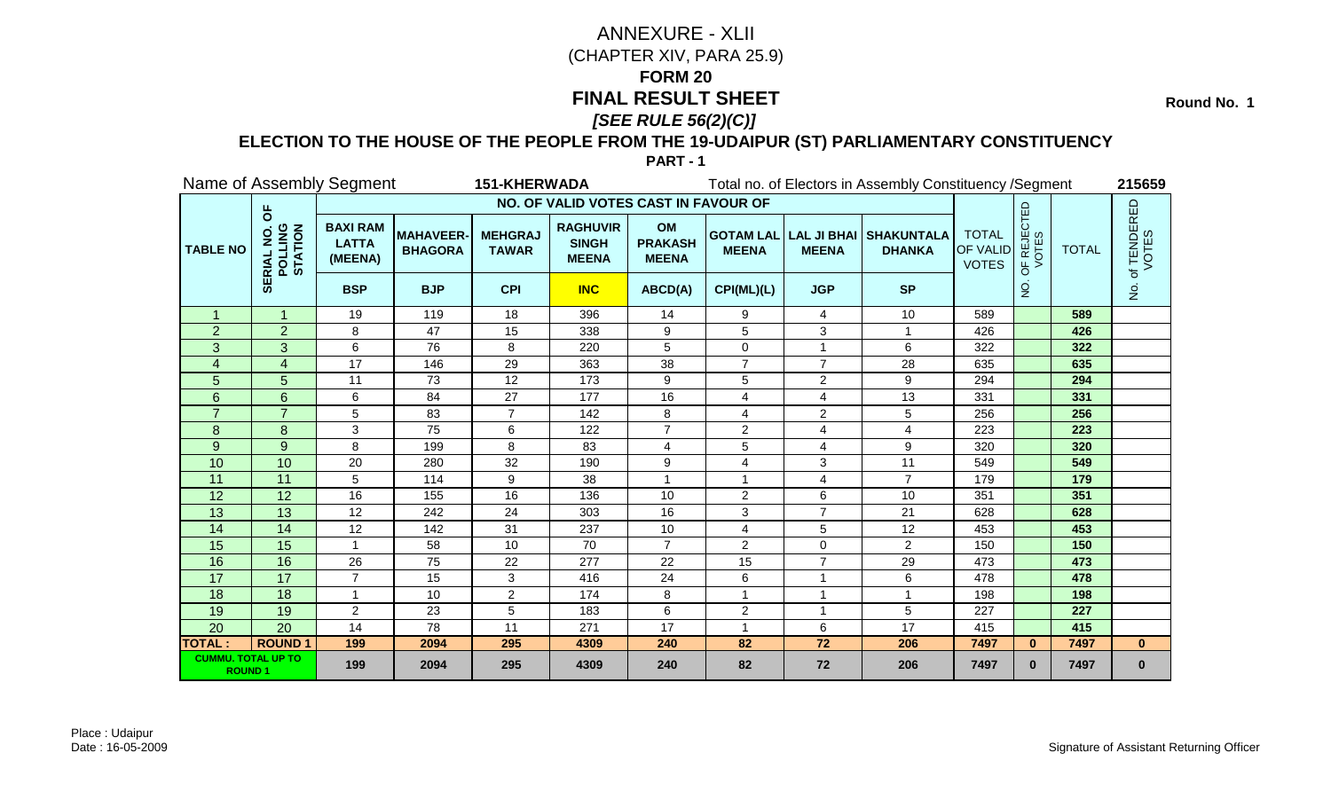# ANNEXURE - XLII

(CHAPTER XIV, PARA 25.9)

## FORM 20

## FINAL RESULT SHEET

*[SEE RULE 56(2)(C)]*

Round No. 1

### ELECTION TO THE HOUSE OF THE PEOPLE FROM THE 19-UDAIPUR (ST) PARLIAMENTARY CONSTITUENCY

**PART - 1**

Name of Assembly Segment **151-KHERWADA** Total no. of Electors in Assembly Constituency /Segment **215659**

| TABLE NO | SERIAL NO. OF POLLING STATION | NO. OF VALID VOTES CAST IN FAVOUR OF | | | | | | | | TOTAL OF VALID VOTES | NO. OF REJECTED VOTES | TOTAL | No. of TENDERED VOTES |
|---|---|---|---|---|---|---|---|---|---|---|---|---|---|
| | | BAXI RAM LATTA (MEENA) | MAHAVEER-BHAGORA | MEHGRAJ TAWAR | RAGHUVIR SINGH MEENA | OM PRAKASH MEENA | GOTAM LAL MEENA | LAL JI BHAI MEENA | SHAKUNTALA DHANKA | | | | |
| | | BSP | BJP | CPI | INC | ABCD(A) | CPI(ML)(L) | JGP | SP | | | | |
| 1 | 1 | 19 | 119 | 18 | 396 | 14 | 9 | 4 | 10 | 589 | | 589 | |
| 2 | 2 | 8 | 47 | 15 | 338 | 9 | 5 | 3 | 1 | 426 | | 426 | |
| 3 | 3 | 6 | 76 | 8 | 220 | 5 | 0 | 1 | 6 | 322 | | 322 | |
| 4 | 4 | 17 | 146 | 29 | 363 | 38 | 7 | 7 | 28 | 635 | | 635 | |
| 5 | 5 | 11 | 73 | 12 | 173 | 9 | 5 | 2 | 9 | 294 | | 294 | |
| 6 | 6 | 6 | 84 | 27 | 177 | 16 | 4 | 4 | 13 | 331 | | 331 | |
| 7 | 7 | 5 | 83 | 7 | 142 | 8 | 4 | 2 | 5 | 256 | | 256 | |
| 8 | 8 | 3 | 75 | 6 | 122 | 7 | 2 | 4 | 4 | 223 | | 223 | |
| 9 | 9 | 8 | 199 | 8 | 83 | 4 | 5 | 4 | 9 | 320 | | 320 | |
| 10 | 10 | 20 | 280 | 32 | 190 | 9 | 4 | 3 | 11 | 549 | | 549 | |
| 11 | 11 | 5 | 114 | 9 | 38 | 1 | 1 | 4 | 7 | 179 | | 179 | |
| 12 | 12 | 16 | 155 | 16 | 136 | 10 | 2 | 6 | 10 | 351 | | 351 | |
| 13 | 13 | 12 | 242 | 24 | 303 | 16 | 3 | 7 | 21 | 628 | | 628 | |
| 14 | 14 | 12 | 142 | 31 | 237 | 10 | 4 | 5 | 12 | 453 | | 453 | |
| 15 | 15 | 1 | 58 | 10 | 70 | 7 | 2 | 0 | 2 | 150 | | 150 | |
| 16 | 16 | 26 | 75 | 22 | 277 | 22 | 15 | 7 | 29 | 473 | | 473 | |
| 17 | 17 | 7 | 15 | 3 | 416 | 24 | 6 | 1 | 6 | 478 | | 478 | |
| 18 | 18 | 1 | 10 | 2 | 174 | 8 | 1 | 1 | 1 | 198 | | 198 | |
| 19 | 19 | 2 | 23 | 5 | 183 | 6 | 2 | 1 | 5 | 227 | | 227 | |
| 20 | 20 | 14 | 78 | 11 | 271 | 17 | 1 | 6 | 17 | 415 | | 415 | |
| **TOTAL :** | **ROUND 1** | **199** | **2094** | **295** | **4309** | **240** | **82** | **72** | **206** | **7497** | **0** | **7497** | **0** |
| **CUMMU. TOTAL UP TO ROUND 1** | | **199** | **2094** | **295** | **4309** | **240** | **82** | **72** | **206** | **7497** | **0** | **7497** | **0** |

Place : Udaipur
Date : 16-05-2009

Signature of Assistant Returning Officer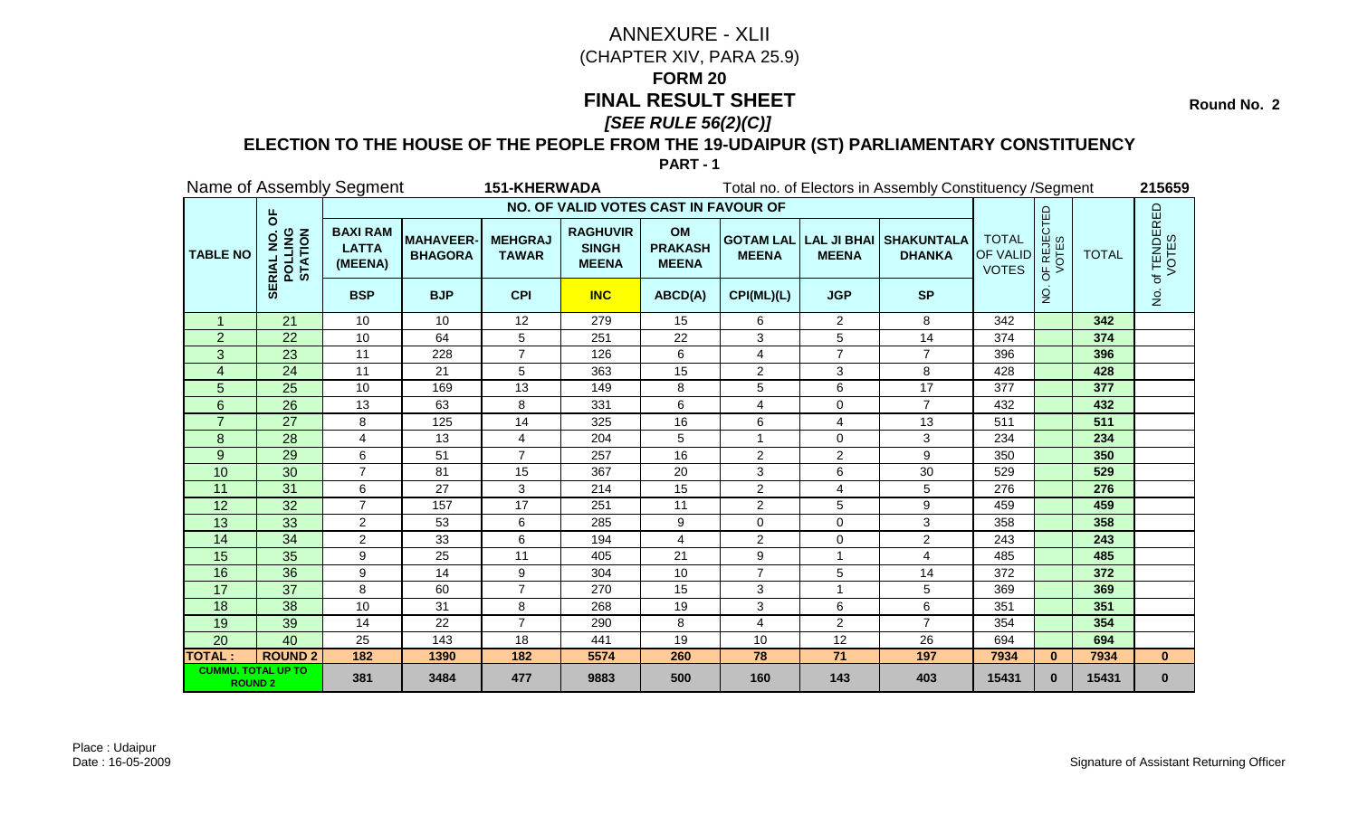# ANNEXURE - XLII

(CHAPTER XIV, PARA 25.9)

**FORM 20**

**FINAL RESULT SHEET**

***[SEE RULE 56(2)(C)]***

**Round No. 2**

**ELECTION TO THE HOUSE OF THE PEOPLE FROM THE 19-UDAIPUR (ST) PARLIAMENTARY CONSTITUENCY**

**PART - 1**

Name of Assembly Segment **151-KHERWADA** Total no. of Electors in Assembly Constituency /Segment **215659**

| TABLE NO | SERIAL NO. OF POLLING STATION | NO. OF VALID VOTES CAST IN FAVOUR OF | | | | | | | | TOTAL OF VALID VOTES | NO. OF REJECTED VOTES | TOTAL | No. of TENDERED VOTES |
|---|---|---|---|---|---|---|---|---|---|---|---|---|---|
| | | BAXI RAM LATTA (MEENA) | MAHAVEER-BHAGORA | MEHGRAJ TAWAR | RAGHUVIR SINGH MEENA | OM PRAKASH MEENA | GOTAM LAL MEENA | LAL JI BHAI MEENA | SHAKUNTALA DHANKA | | | | |
| | | BSP | BJP | CPI | INC | ABCD(A) | CPI(ML)(L) | JGP | SP | | | | |
| 1 | 21 | 10 | 10 | 12 | 279 | 15 | 6 | 2 | 8 | 342 | | 342 | |
| 2 | 22 | 10 | 64 | 5 | 251 | 22 | 3 | 5 | 14 | 374 | | 374 | |
| 3 | 23 | 11 | 228 | 7 | 126 | 6 | 4 | 7 | 7 | 396 | | 396 | |
| 4 | 24 | 11 | 21 | 5 | 363 | 15 | 2 | 3 | 8 | 428 | | 428 | |
| 5 | 25 | 10 | 169 | 13 | 149 | 8 | 5 | 6 | 17 | 377 | | 377 | |
| 6 | 26 | 13 | 63 | 8 | 331 | 6 | 4 | 0 | 7 | 432 | | 432 | |
| 7 | 27 | 8 | 125 | 14 | 325 | 16 | 6 | 4 | 13 | 511 | | 511 | |
| 8 | 28 | 4 | 13 | 4 | 204 | 5 | 1 | 0 | 3 | 234 | | 234 | |
| 9 | 29 | 6 | 51 | 7 | 257 | 16 | 2 | 2 | 9 | 350 | | 350 | |
| 10 | 30 | 7 | 81 | 15 | 367 | 20 | 3 | 6 | 30 | 529 | | 529 | |
| 11 | 31 | 6 | 27 | 3 | 214 | 15 | 2 | 4 | 5 | 276 | | 276 | |
| 12 | 32 | 7 | 157 | 17 | 251 | 11 | 2 | 5 | 9 | 459 | | 459 | |
| 13 | 33 | 2 | 53 | 6 | 285 | 9 | 0 | 0 | 3 | 358 | | 358 | |
| 14 | 34 | 2 | 33 | 6 | 194 | 4 | 2 | 0 | 2 | 243 | | 243 | |
| 15 | 35 | 9 | 25 | 11 | 405 | 21 | 9 | 1 | 4 | 485 | | 485 | |
| 16 | 36 | 9 | 14 | 9 | 304 | 10 | 7 | 5 | 14 | 372 | | 372 | |
| 17 | 37 | 8 | 60 | 7 | 270 | 15 | 3 | 1 | 5 | 369 | | 369 | |
| 18 | 38 | 10 | 31 | 8 | 268 | 19 | 3 | 6 | 6 | 351 | | 351 | |
| 19 | 39 | 14 | 22 | 7 | 290 | 8 | 4 | 2 | 7 | 354 | | 354 | |
| 20 | 40 | 25 | 143 | 18 | 441 | 19 | 10 | 12 | 26 | 694 | | 694 | |
| **TOTAL :** | **ROUND 2** | **182** | **1390** | **182** | **5574** | **260** | **78** | **71** | **197** | **7934** | **0** | **7934** | **0** |
| **CUMMU. TOTAL UP TO ROUND 2** | | **381** | **3484** | **477** | **9883** | **500** | **160** | **143** | **403** | **15431** | **0** | **15431** | **0** |

Place : Udaipur
Date : 16-05-2009

Signature of Assistant Returning Officer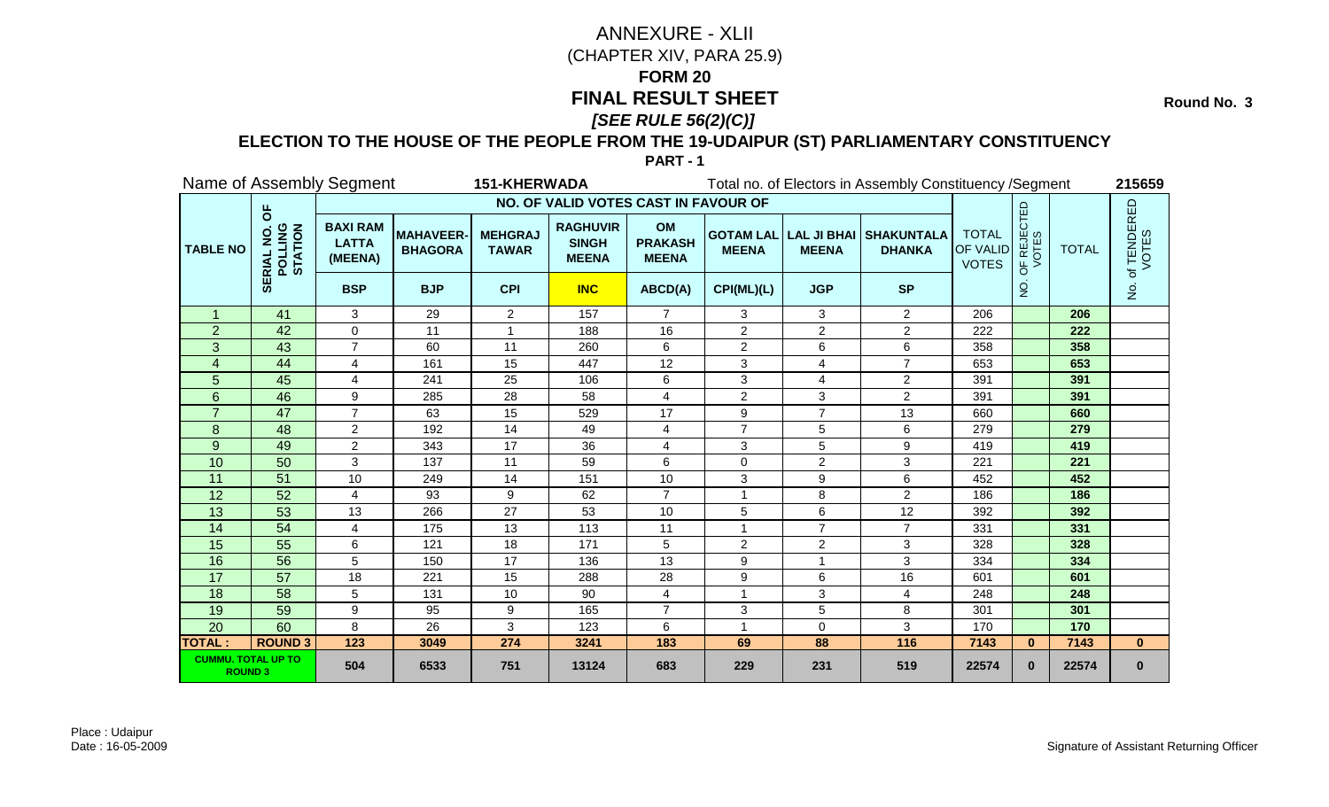# ANNEXURE - XLII

(CHAPTER XIV, PARA 25.9)

## FORM 20

## FINAL RESULT SHEET

### *[SEE RULE 56(2)(C)]*

**Round No. 3**

### ELECTION TO THE HOUSE OF THE PEOPLE FROM THE 19-UDAIPUR (ST) PARLIAMENTARY CONSTITUENCY

**PART - 1**

Name of Assembly Segment **151-KHERWADA** Total no. of Electors in Assembly Constituency /Segment **215659**

| TABLE NO | SERIAL NO. OF POLLING STATION | NO. OF VALID VOTES CAST IN FAVOUR OF | | | | | | | | TOTAL OF VALID VOTES | NO. OF REJECTED VOTES | TOTAL | No. of TENDERED VOTES |
|---|---|---|---|---|---|---|---|---|---|---|---|---|---|
| | | BAXI RAM LATTA (MEENA) | MAHAVEER-BHAGORA | MEHGRAJ TAWAR | RAGHUVIR SINGH MEENA | OM PRAKASH MEENA | GOTAM LAL MEENA | LAL JI BHAI MEENA | SHAKUNTALA DHANKA | | | | |
| | | BSP | BJP | CPI | INC | ABCD(A) | CPI(ML)(L) | JGP | SP | | | | |
| 1 | 41 | 3 | 29 | 2 | 157 | 7 | 3 | 3 | 2 | 206 | | 206 | |
| 2 | 42 | 0 | 11 | 1 | 188 | 16 | 2 | 2 | 2 | 222 | | 222 | |
| 3 | 43 | 7 | 60 | 11 | 260 | 6 | 2 | 6 | 6 | 358 | | 358 | |
| 4 | 44 | 4 | 161 | 15 | 447 | 12 | 3 | 4 | 7 | 653 | | 653 | |
| 5 | 45 | 4 | 241 | 25 | 106 | 6 | 3 | 4 | 2 | 391 | | 391 | |
| 6 | 46 | 9 | 285 | 28 | 58 | 4 | 2 | 3 | 2 | 391 | | 391 | |
| 7 | 47 | 7 | 63 | 15 | 529 | 17 | 9 | 7 | 13 | 660 | | 660 | |
| 8 | 48 | 2 | 192 | 14 | 49 | 4 | 7 | 5 | 6 | 279 | | 279 | |
| 9 | 49 | 2 | 343 | 17 | 36 | 4 | 3 | 5 | 9 | 419 | | 419 | |
| 10 | 50 | 3 | 137 | 11 | 59 | 6 | 0 | 2 | 3 | 221 | | 221 | |
| 11 | 51 | 10 | 249 | 14 | 151 | 10 | 3 | 9 | 6 | 452 | | 452 | |
| 12 | 52 | 4 | 93 | 9 | 62 | 7 | 1 | 8 | 2 | 186 | | 186 | |
| 13 | 53 | 13 | 266 | 27 | 53 | 10 | 5 | 6 | 12 | 392 | | 392 | |
| 14 | 54 | 4 | 175 | 13 | 113 | 11 | 1 | 7 | 7 | 331 | | 331 | |
| 15 | 55 | 6 | 121 | 18 | 171 | 5 | 2 | 2 | 3 | 328 | | 328 | |
| 16 | 56 | 5 | 150 | 17 | 136 | 13 | 9 | 1 | 3 | 334 | | 334 | |
| 17 | 57 | 18 | 221 | 15 | 288 | 28 | 9 | 6 | 16 | 601 | | 601 | |
| 18 | 58 | 5 | 131 | 10 | 90 | 4 | 1 | 3 | 4 | 248 | | 248 | |
| 19 | 59 | 9 | 95 | 9 | 165 | 7 | 3 | 5 | 8 | 301 | | 301 | |
| 20 | 60 | 8 | 26 | 3 | 123 | 6 | 1 | 0 | 3 | 170 | | 170 | |
| **TOTAL :** | **ROUND 3** | **123** | **3049** | **274** | **3241** | **183** | **69** | **88** | **116** | **7143** | **0** | **7143** | **0** |
| **CUMMU. TOTAL UP TO ROUND 3** | | **504** | **6533** | **751** | **13124** | **683** | **229** | **231** | **519** | **22574** | **0** | **22574** | **0** |

Place : Udaipur
Date : 16-05-2009

Signature of Assistant Returning Officer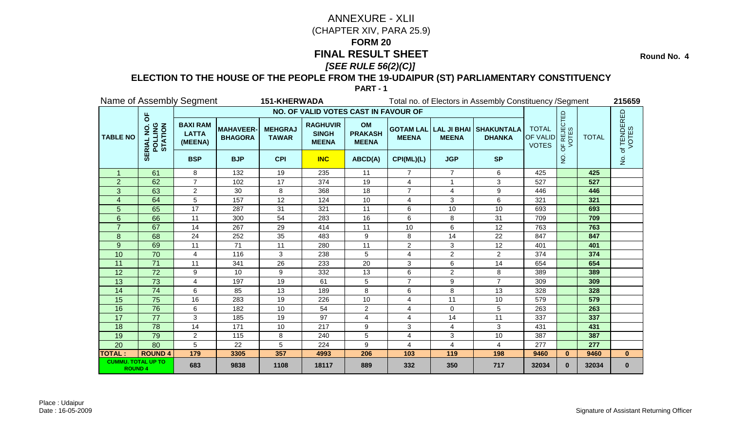# ANNEXURE - XLII

(CHAPTER XIV, PARA 25.9)

**FORM 20**

## FINAL RESULT SHEET

***[SEE RULE 56(2)(C)]***

**Round No. 4**

**ELECTION TO THE HOUSE OF THE PEOPLE FROM THE 19-UDAIPUR (ST) PARLIAMENTARY CONSTITUENCY**

**PART - 1**

Name of Assembly Segment **151-KHERWADA** Total no. of Electors in Assembly Constituency /Segment **215659**

| TABLE NO | SERIAL NO. OF POLLING STATION | NO. OF VALID VOTES CAST IN FAVOUR OF | | | | | | | | TOTAL OF VALID VOTES | NO. OF REJECTED VOTES | TOTAL | No. of TENDERED VOTES |
|---|---|---|---|---|---|---|---|---|---|---|---|---|---|
| | | BAXI RAM LATTA (MEENA) | MAHAVEER-BHAGORA | MEHGRAJ TAWAR | RAGHUVIR SINGH MEENA | OM PRAKASH MEENA | GOTAM LAL MEENA | LAL JI BHAI MEENA | SHAKUNTALA DHANKA | | | | |
| | | BSP | BJP | CPI | INC | ABCD(A) | CPI(ML)(L) | JGP | SP | | | | |
| 1 | 61 | 8 | 132 | 19 | 235 | 11 | 7 | 7 | 6 | 425 | | **425** | |
| 2 | 62 | 7 | 102 | 17 | 374 | 19 | 4 | 1 | 3 | 527 | | **527** | |
| 3 | 63 | 2 | 30 | 8 | 368 | 18 | 7 | 4 | 9 | 446 | | **446** | |
| 4 | 64 | 5 | 157 | 12 | 124 | 10 | 4 | 3 | 6 | 321 | | **321** | |
| 5 | 65 | 17 | 287 | 31 | 321 | 11 | 6 | 10 | 10 | 693 | | **693** | |
| 6 | 66 | 11 | 300 | 54 | 283 | 16 | 6 | 8 | 31 | 709 | | **709** | |
| 7 | 67 | 14 | 267 | 29 | 414 | 11 | 10 | 6 | 12 | 763 | | **763** | |
| 8 | 68 | 24 | 252 | 35 | 483 | 9 | 8 | 14 | 22 | 847 | | **847** | |
| 9 | 69 | 11 | 71 | 11 | 280 | 11 | 2 | 3 | 12 | 401 | | **401** | |
| 10 | 70 | 4 | 116 | 3 | 238 | 5 | 4 | 2 | 2 | 374 | | **374** | |
| 11 | 71 | 11 | 341 | 26 | 233 | 20 | 3 | 6 | 14 | 654 | | **654** | |
| 12 | 72 | 9 | 10 | 9 | 332 | 13 | 6 | 2 | 8 | 389 | | **389** | |
| 13 | 73 | 4 | 197 | 19 | 61 | 5 | 7 | 9 | 7 | 309 | | **309** | |
| 14 | 74 | 6 | 85 | 13 | 189 | 8 | 6 | 8 | 13 | 328 | | **328** | |
| 15 | 75 | 16 | 283 | 19 | 226 | 10 | 4 | 11 | 10 | 579 | | **579** | |
| 16 | 76 | 6 | 182 | 10 | 54 | 2 | 4 | 0 | 5 | 263 | | **263** | |
| 17 | 77 | 3 | 185 | 19 | 97 | 4 | 4 | 14 | 11 | 337 | | **337** | |
| 18 | 78 | 14 | 171 | 10 | 217 | 9 | 3 | 4 | 3 | 431 | | **431** | |
| 19 | 79 | 2 | 115 | 8 | 240 | 5 | 4 | 3 | 10 | 387 | | **387** | |
| 20 | 80 | 5 | 22 | 5 | 224 | 9 | 4 | 4 | 4 | 277 | | **277** | |
| **TOTAL :** | **ROUND 4** | **179** | **3305** | **357** | **4993** | **206** | **103** | **119** | **198** | **9460** | **0** | **9460** | **0** |
| **CUMMU. TOTAL UP TO ROUND 4** | | **683** | **9838** | **1108** | **18117** | **889** | **332** | **350** | **717** | **32034** | **0** | **32034** | **0** |

Place : Udaipur
Date : 16-05-2009

Signature of Assistant Returning Officer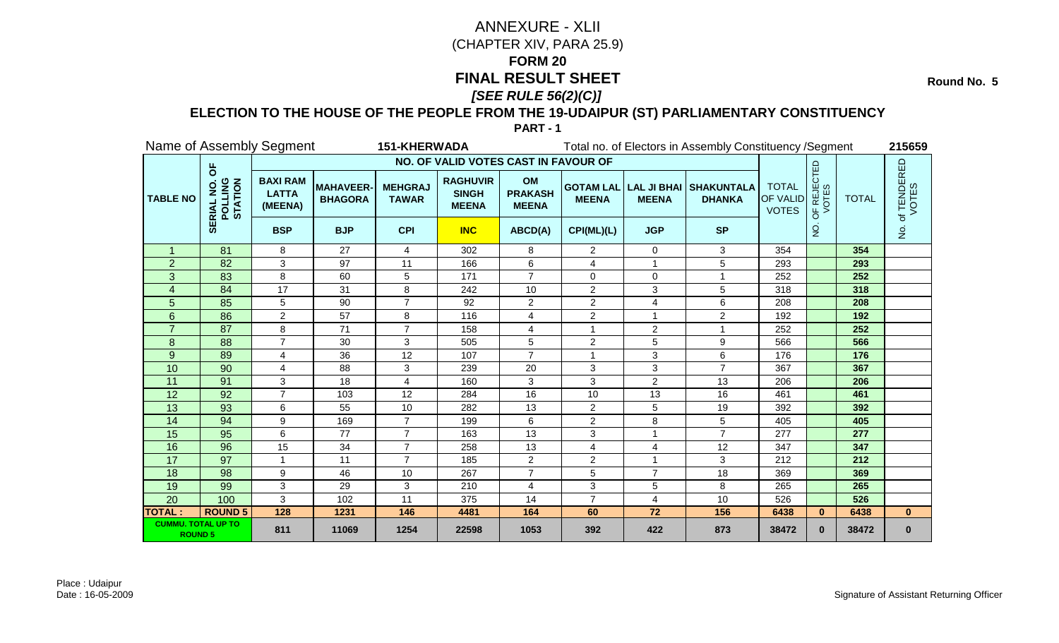# ANNEXURE - XLII
(CHAPTER XIV, PARA 25.9)
**FORM 20**
**FINAL RESULT SHEET**
***[SEE RULE 56(2)(C)]***

**Round No. 5**

**ELECTION TO THE HOUSE OF THE PEOPLE FROM THE 19-UDAIPUR (ST) PARLIAMENTARY CONSTITUENCY**

**PART - 1**

Name of Assembly Segment **151-KHERWADA** Total no. of Electors in Assembly Constituency /Segment **215659**

| TABLE NO | SERIAL NO. OF POLLING STATION | NO. OF VALID VOTES CAST IN FAVOUR OF | | | | | | | | TOTAL OF VALID VOTES | NO. OF REJECTED VOTES | TOTAL | No. of TENDERED VOTES |
|---|---|---|---|---|---|---|---|---|---|---|---|---|---|
| | | BAXI RAM LATTA (MEENA) | MAHAVEER-BHAGORA | MEHGRAJ TAWAR | RAGHUVIR SINGH MEENA | OM PRAKASH MEENA | GOTAM LAL MEENA | LAL JI BHAI MEENA | SHAKUNTALA DHANKA | | | | |
| | | BSP | BJP | CPI | INC | ABCD(A) | CPI(ML)(L) | JGP | SP | | | | |
| 1 | 81 | 8 | 27 | 4 | 302 | 8 | 2 | 0 | 3 | 354 | | **354** | |
| 2 | 82 | 3 | 97 | 11 | 166 | 6 | 4 | 1 | 5 | 293 | | **293** | |
| 3 | 83 | 8 | 60 | 5 | 171 | 7 | 0 | 0 | 1 | 252 | | **252** | |
| 4 | 84 | 17 | 31 | 8 | 242 | 10 | 2 | 3 | 5 | 318 | | **318** | |
| 5 | 85 | 5 | 90 | 7 | 92 | 2 | 2 | 4 | 6 | 208 | | **208** | |
| 6 | 86 | 2 | 57 | 8 | 116 | 4 | 2 | 1 | 2 | 192 | | **192** | |
| 7 | 87 | 8 | 71 | 7 | 158 | 4 | 1 | 2 | 1 | 252 | | **252** | |
| 8 | 88 | 7 | 30 | 3 | 505 | 5 | 2 | 5 | 9 | 566 | | **566** | |
| 9 | 89 | 4 | 36 | 12 | 107 | 7 | 1 | 3 | 6 | 176 | | **176** | |
| 10 | 90 | 4 | 88 | 3 | 239 | 20 | 3 | 3 | 7 | 367 | | **367** | |
| 11 | 91 | 3 | 18 | 4 | 160 | 3 | 3 | 2 | 13 | 206 | | **206** | |
| 12 | 92 | 7 | 103 | 12 | 284 | 16 | 10 | 13 | 16 | 461 | | **461** | |
| 13 | 93 | 6 | 55 | 10 | 282 | 13 | 2 | 5 | 19 | 392 | | **392** | |
| 14 | 94 | 9 | 169 | 7 | 199 | 6 | 2 | 8 | 5 | 405 | | **405** | |
| 15 | 95 | 6 | 77 | 7 | 163 | 13 | 3 | 1 | 7 | 277 | | **277** | |
| 16 | 96 | 15 | 34 | 7 | 258 | 13 | 4 | 4 | 12 | 347 | | **347** | |
| 17 | 97 | 1 | 11 | 7 | 185 | 2 | 2 | 1 | 3 | 212 | | **212** | |
| 18 | 98 | 9 | 46 | 10 | 267 | 7 | 5 | 7 | 18 | 369 | | **369** | |
| 19 | 99 | 3 | 29 | 3 | 210 | 4 | 3 | 5 | 8 | 265 | | **265** | |
| 20 | 100 | 3 | 102 | 11 | 375 | 14 | 7 | 4 | 10 | 526 | | **526** | |
| **TOTAL :** | **ROUND 5** | **128** | **1231** | **146** | **4481** | **164** | **60** | **72** | **156** | **6438** | **0** | **6438** | **0** |
| **CUMMU. TOTAL UP TO ROUND 5** | | **811** | **11069** | **1254** | **22598** | **1053** | **392** | **422** | **873** | **38472** | **0** | **38472** | **0** |

Place : Udaipur
Date : 16-05-2009

Signature of Assistant Returning Officer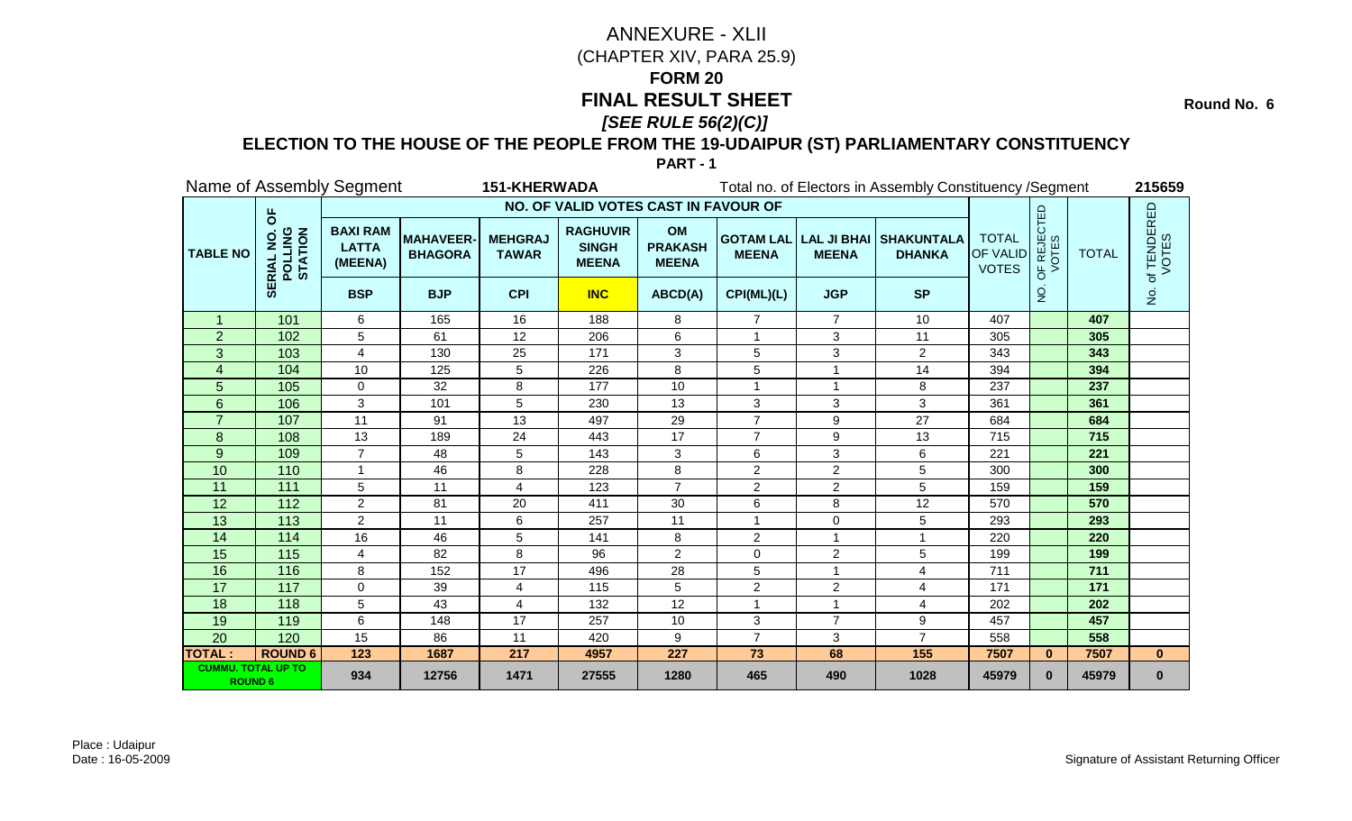# ANNEXURE - XLII

(CHAPTER XIV, PARA 25.9)

**FORM 20**

# FINAL RESULT SHEET

***[SEE RULE 56(2)(C)]***

**Round No. 6**

## ELECTION TO THE HOUSE OF THE PEOPLE FROM THE 19-UDAIPUR (ST) PARLIAMENTARY CONSTITUENCY

**PART - 1**

Name of Assembly Segment **151-KHERWADA** Total no. of Electors in Assembly Constituency /Segment **215659**

| TABLE NO | SERIAL NO. OF POLLING STATION | NO. OF VALID VOTES CAST IN FAVOUR OF | | | | | | | | TOTAL OF VALID VOTES | NO. OF REJECTED VOTES | TOTAL | No. of TENDERED VOTES |
|---|---|---|---|---|---|---|---|---|---|---|---|---|---|
| | | BAXI RAM LATTA (MEENA) | MAHAVEER-BHAGORA | MEHGRAJ TAWAR | RAGHUVIR SINGH MEENA | OM PRAKASH MEENA | GOTAM LAL MEENA | LAL JI BHAI MEENA | SHAKUNTALA DHANKA | | | | |
| | | BSP | BJP | CPI | INC | ABCD(A) | CPI(ML)(L) | JGP | SP | | | | |
| 1 | 101 | 6 | 165 | 16 | 188 | 8 | 7 | 7 | 10 | 407 | | 407 | |
| 2 | 102 | 5 | 61 | 12 | 206 | 6 | 1 | 3 | 11 | 305 | | 305 | |
| 3 | 103 | 4 | 130 | 25 | 171 | 3 | 5 | 3 | 2 | 343 | | 343 | |
| 4 | 104 | 10 | 125 | 5 | 226 | 8 | 5 | 1 | 14 | 394 | | 394 | |
| 5 | 105 | 0 | 32 | 8 | 177 | 10 | 1 | 1 | 8 | 237 | | 237 | |
| 6 | 106 | 3 | 101 | 5 | 230 | 13 | 3 | 3 | 3 | 361 | | 361 | |
| 7 | 107 | 11 | 91 | 13 | 497 | 29 | 7 | 9 | 27 | 684 | | 684 | |
| 8 | 108 | 13 | 189 | 24 | 443 | 17 | 7 | 9 | 13 | 715 | | 715 | |
| 9 | 109 | 7 | 48 | 5 | 143 | 3 | 6 | 3 | 6 | 221 | | 221 | |
| 10 | 110 | 1 | 46 | 8 | 228 | 8 | 2 | 2 | 5 | 300 | | 300 | |
| 11 | 111 | 5 | 11 | 4 | 123 | 7 | 2 | 2 | 5 | 159 | | 159 | |
| 12 | 112 | 2 | 81 | 20 | 411 | 30 | 6 | 8 | 12 | 570 | | 570 | |
| 13 | 113 | 2 | 11 | 6 | 257 | 11 | 1 | 0 | 5 | 293 | | 293 | |
| 14 | 114 | 16 | 46 | 5 | 141 | 8 | 2 | 1 | 1 | 220 | | 220 | |
| 15 | 115 | 4 | 82 | 8 | 96 | 2 | 0 | 2 | 5 | 199 | | 199 | |
| 16 | 116 | 8 | 152 | 17 | 496 | 28 | 5 | 1 | 4 | 711 | | 711 | |
| 17 | 117 | 0 | 39 | 4 | 115 | 5 | 2 | 2 | 4 | 171 | | 171 | |
| 18 | 118 | 5 | 43 | 4 | 132 | 12 | 1 | 1 | 4 | 202 | | 202 | |
| 19 | 119 | 6 | 148 | 17 | 257 | 10 | 3 | 7 | 9 | 457 | | 457 | |
| 20 | 120 | 15 | 86 | 11 | 420 | 9 | 7 | 3 | 7 | 558 | | 558 | |
| **TOTAL :** | **ROUND 6** | **123** | **1687** | **217** | **4957** | **227** | **73** | **68** | **155** | **7507** | **0** | **7507** | **0** |
| **CUMMU. TOTAL UP TO ROUND 6** | | **934** | **12756** | **1471** | **27555** | **1280** | **465** | **490** | **1028** | **45979** | **0** | **45979** | **0** |

Place : Udaipur

Date : 16-05-2009

Signature of Assistant Returning Officer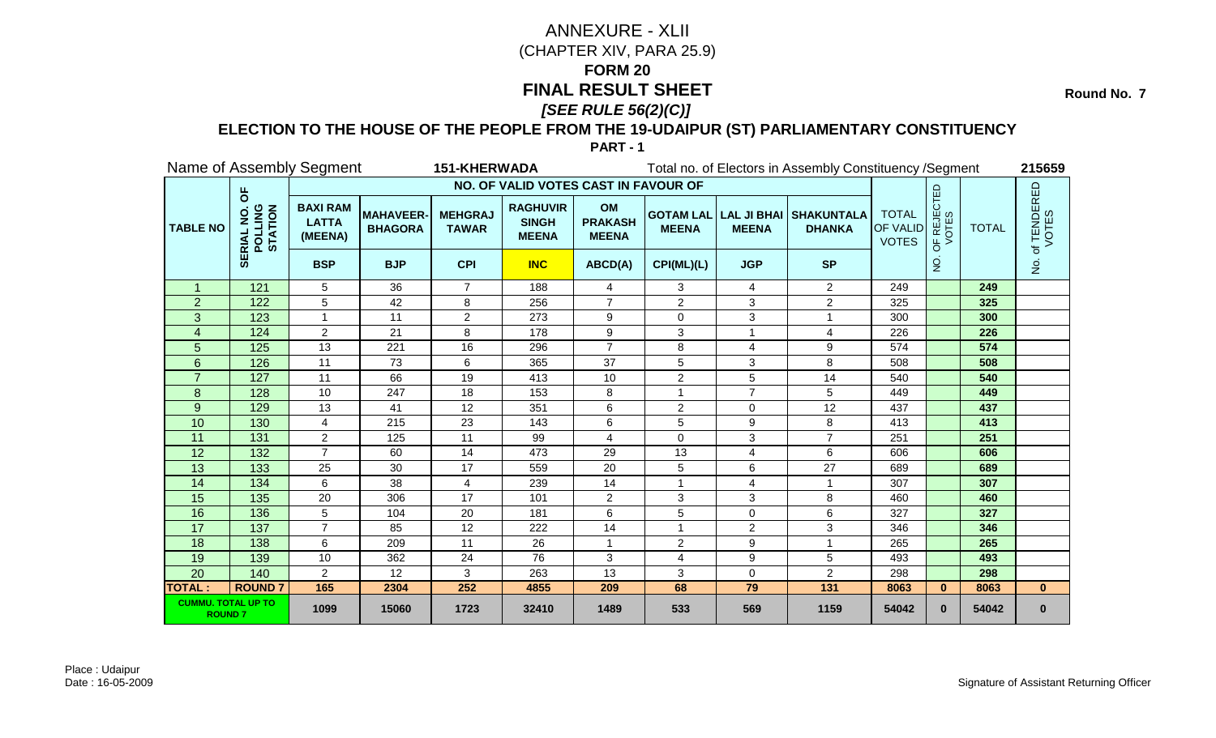# ANNEXURE - XLII

(CHAPTER XIV, PARA 25.9)

## FORM 20

## FINAL RESULT SHEET

***[SEE RULE 56(2)(C)]***

**Round No. 7**

### ELECTION TO THE HOUSE OF THE PEOPLE FROM THE 19-UDAIPUR (ST) PARLIAMENTARY CONSTITUENCY

**PART - 1**

Name of Assembly Segment **151-KHERWADA** Total no. of Electors in Assembly Constituency /Segment **215659**

| TABLE NO | SERIAL NO. OF POLLING STATION | NO. OF VALID VOTES CAST IN FAVOUR OF | | | | | | | | TOTAL OF VALID VOTES | NO. OF REJECTED VOTES | TOTAL | No. of TENDERED VOTES |
|---|---|---|---|---|---|---|---|---|---|---|---|---|---|
| | | BAXI RAM LATTA (MEENA) | MAHAVEER-BHAGORA | MEHGRAJ TAWAR | RAGHUVIR SINGH MEENA | OM PRAKASH MEENA | GOTAM LAL MEENA | LAL JI BHAI MEENA | SHAKUNTALA DHANKA | | | | |
| | | BSP | BJP | CPI | INC | ABCD(A) | CPI(ML)(L) | JGP | SP | | | | |
| 1 | 121 | 5 | 36 | 7 | 188 | 4 | 3 | 4 | 2 | 249 | | 249 | |
| 2 | 122 | 5 | 42 | 8 | 256 | 7 | 2 | 3 | 2 | 325 | | 325 | |
| 3 | 123 | 1 | 11 | 2 | 273 | 9 | 0 | 3 | 1 | 300 | | 300 | |
| 4 | 124 | 2 | 21 | 8 | 178 | 9 | 3 | 1 | 4 | 226 | | 226 | |
| 5 | 125 | 13 | 221 | 16 | 296 | 7 | 8 | 4 | 9 | 574 | | 574 | |
| 6 | 126 | 11 | 73 | 6 | 365 | 37 | 5 | 3 | 8 | 508 | | 508 | |
| 7 | 127 | 11 | 66 | 19 | 413 | 10 | 2 | 5 | 14 | 540 | | 540 | |
| 8 | 128 | 10 | 247 | 18 | 153 | 8 | 1 | 7 | 5 | 449 | | 449 | |
| 9 | 129 | 13 | 41 | 12 | 351 | 6 | 2 | 0 | 12 | 437 | | 437 | |
| 10 | 130 | 4 | 215 | 23 | 143 | 6 | 5 | 9 | 8 | 413 | | 413 | |
| 11 | 131 | 2 | 125 | 11 | 99 | 4 | 0 | 3 | 7 | 251 | | 251 | |
| 12 | 132 | 7 | 60 | 14 | 473 | 29 | 13 | 4 | 6 | 606 | | 606 | |
| 13 | 133 | 25 | 30 | 17 | 559 | 20 | 5 | 6 | 27 | 689 | | 689 | |
| 14 | 134 | 6 | 38 | 4 | 239 | 14 | 1 | 4 | 1 | 307 | | 307 | |
| 15 | 135 | 20 | 306 | 17 | 101 | 2 | 3 | 3 | 8 | 460 | | 460 | |
| 16 | 136 | 5 | 104 | 20 | 181 | 6 | 5 | 0 | 6 | 327 | | 327 | |
| 17 | 137 | 7 | 85 | 12 | 222 | 14 | 1 | 2 | 3 | 346 | | 346 | |
| 18 | 138 | 6 | 209 | 11 | 26 | 1 | 2 | 9 | 1 | 265 | | 265 | |
| 19 | 139 | 10 | 362 | 24 | 76 | 3 | 4 | 9 | 5 | 493 | | 493 | |
| 20 | 140 | 2 | 12 | 3 | 263 | 13 | 3 | 0 | 2 | 298 | | 298 | |
| **TOTAL :** | **ROUND 7** | **165** | **2304** | **252** | **4855** | **209** | **68** | **79** | **131** | **8063** | **0** | **8063** | **0** |
| **CUMMU. TOTAL UP TO ROUND 7** | | **1099** | **15060** | **1723** | **32410** | **1489** | **533** | **569** | **1159** | **54042** | **0** | **54042** | **0** |

Place : Udaipur
Date : 16-05-2009

Signature of Assistant Returning Officer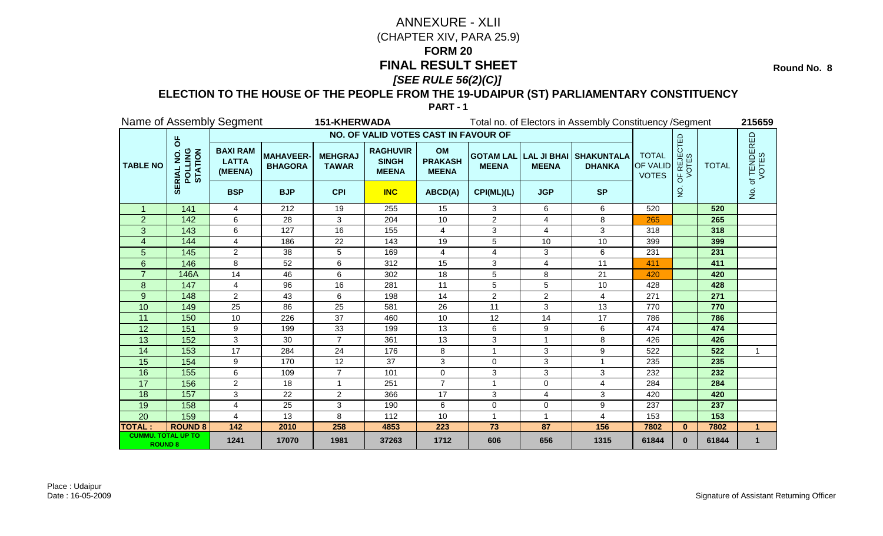# ANNEXURE - XLII

(CHAPTER XIV, PARA 25.9)

## FORM 20

## FINAL RESULT SHEET

### *[SEE RULE 56(2)(C)]*

**Round No. 8**

### ELECTION TO THE HOUSE OF THE PEOPLE FROM THE 19-UDAIPUR (ST) PARLIAMENTARY CONSTITUENCY

**PART - 1**

Name of Assembly Segment **151-KHERWADA** Total no. of Electors in Assembly Constituency /Segment **215659**

| TABLE NO | SERIAL NO. OF POLLING STATION | NO. OF VALID VOTES CAST IN FAVOUR OF | | | | | | | | TOTAL OF VALID VOTES | NO. OF REJECTED VOTES | TOTAL | No. of TENDERED VOTES |
|---|---|---|---|---|---|---|---|---|---|---|---|---|---|
| | | BAXI RAM LATTA (MEENA) | MAHAVEER-BHAGORA | MEHGRAJ TAWAR | RAGHUVIR SINGH MEENA | OM PRAKASH MEENA | GOTAM LAL MEENA | LAL JI BHAI MEENA | SHAKUNTALA DHANKA | | | | |
| | | BSP | BJP | CPI | INC | ABCD(A) | CPI(ML)(L) | JGP | SP | | | | |
| 1 | 141 | 4 | 212 | 19 | 255 | 15 | 3 | 6 | 6 | 520 | | 520 | |
| 2 | 142 | 6 | 28 | 3 | 204 | 10 | 2 | 4 | 8 | 265 | | 265 | |
| 3 | 143 | 6 | 127 | 16 | 155 | 4 | 3 | 4 | 3 | 318 | | 318 | |
| 4 | 144 | 4 | 186 | 22 | 143 | 19 | 5 | 10 | 10 | 399 | | 399 | |
| 5 | 145 | 2 | 38 | 5 | 169 | 4 | 4 | 3 | 6 | 231 | | 231 | |
| 6 | 146 | 8 | 52 | 6 | 312 | 15 | 3 | 4 | 11 | 411 | | 411 | |
| 7 | 146A | 14 | 46 | 6 | 302 | 18 | 5 | 8 | 21 | 420 | | 420 | |
| 8 | 147 | 4 | 96 | 16 | 281 | 11 | 5 | 5 | 10 | 428 | | 428 | |
| 9 | 148 | 2 | 43 | 6 | 198 | 14 | 2 | 2 | 4 | 271 | | 271 | |
| 10 | 149 | 25 | 86 | 25 | 581 | 26 | 11 | 3 | 13 | 770 | | 770 | |
| 11 | 150 | 10 | 226 | 37 | 460 | 10 | 12 | 14 | 17 | 786 | | 786 | |
| 12 | 151 | 9 | 199 | 33 | 199 | 13 | 6 | 9 | 6 | 474 | | 474 | |
| 13 | 152 | 3 | 30 | 7 | 361 | 13 | 3 | 1 | 8 | 426 | | 426 | |
| 14 | 153 | 17 | 284 | 24 | 176 | 8 | 1 | 3 | 9 | 522 | | 522 | 1 |
| 15 | 154 | 9 | 170 | 12 | 37 | 3 | 0 | 3 | 1 | 235 | | 235 | |
| 16 | 155 | 6 | 109 | 7 | 101 | 0 | 3 | 3 | 3 | 232 | | 232 | |
| 17 | 156 | 2 | 18 | 1 | 251 | 7 | 1 | 0 | 4 | 284 | | 284 | |
| 18 | 157 | 3 | 22 | 2 | 366 | 17 | 3 | 4 | 3 | 420 | | 420 | |
| 19 | 158 | 4 | 25 | 3 | 190 | 6 | 0 | 0 | 9 | 237 | | 237 | |
| 20 | 159 | 4 | 13 | 8 | 112 | 10 | 1 | 1 | 4 | 153 | | 153 | |
| **TOTAL :** | **ROUND 8** | **142** | **2010** | **258** | **4853** | **223** | **73** | **87** | **156** | **7802** | **0** | **7802** | **1** |
| **CUMMU. TOTAL UP TO ROUND 8** | | **1241** | **17070** | **1981** | **37263** | **1712** | **606** | **656** | **1315** | **61844** | **0** | **61844** | **1** |

Place : Udaipur
Date : 16-05-2009

Signature of Assistant Returning Officer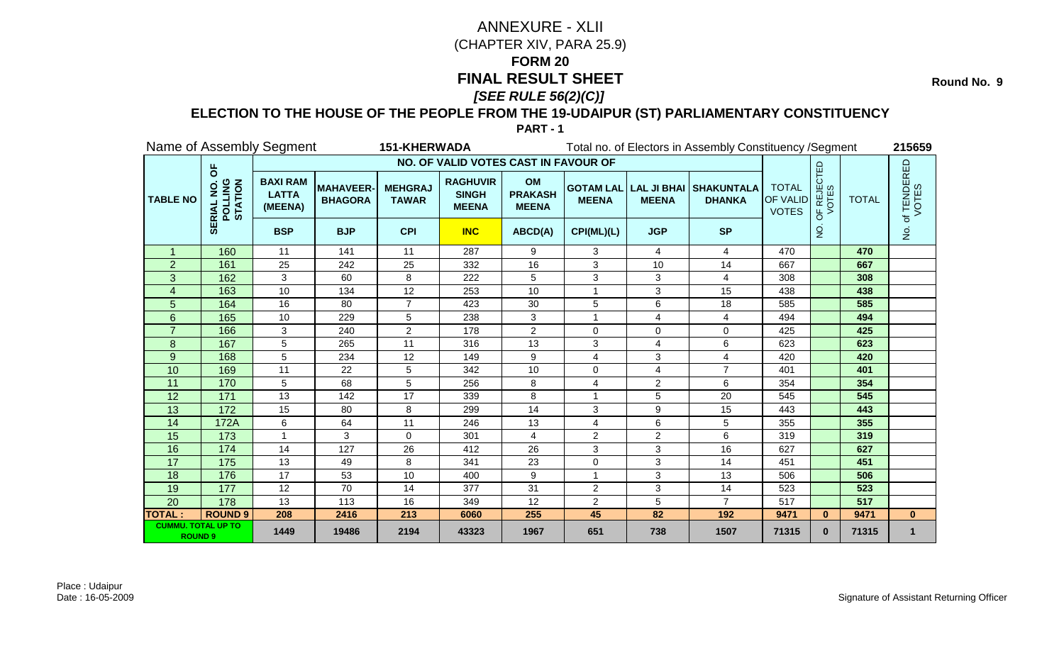# ANNEXURE - XLII

(CHAPTER XIV, PARA 25.9)

## FORM 20

## FINAL RESULT SHEET

*[SEE RULE 56(2)(C)]*

**Round No. 9**

### ELECTION TO THE HOUSE OF THE PEOPLE FROM THE 19-UDAIPUR (ST) PARLIAMENTARY CONSTITUENCY

**PART - 1**

Name of Assembly Segment **151-KHERWADA** Total no. of Electors in Assembly Constituency /Segment **215659**

| TABLE NO | SERIAL NO. OF POLLING STATION | NO. OF VALID VOTES CAST IN FAVOUR OF | | | | | | | | TOTAL OF VALID VOTES | NO. OF REJECTED VOTES | TOTAL | No. of TENDERED VOTES |
|---|---|---|---|---|---|---|---|---|---|---|---|---|---|
| | | BAXI RAM LATTA (MEENA) | MAHAVEER-BHAGORA | MEHGRAJ TAWAR | RAGHUVIR SINGH MEENA | OM PRAKASH MEENA | GOTAM LAL MEENA | LAL JI BHAI MEENA | SHAKUNTALA DHANKA | | | | |
| | | BSP | BJP | CPI | INC | ABCD(A) | CPI(ML)(L) | JGP | SP | | | | |
| 1 | 160 | 11 | 141 | 11 | 287 | 9 | 3 | 4 | 4 | 470 | | 470 | |
| 2 | 161 | 25 | 242 | 25 | 332 | 16 | 3 | 10 | 14 | 667 | | 667 | |
| 3 | 162 | 3 | 60 | 8 | 222 | 5 | 3 | 3 | 4 | 308 | | 308 | |
| 4 | 163 | 10 | 134 | 12 | 253 | 10 | 1 | 3 | 15 | 438 | | 438 | |
| 5 | 164 | 16 | 80 | 7 | 423 | 30 | 5 | 6 | 18 | 585 | | 585 | |
| 6 | 165 | 10 | 229 | 5 | 238 | 3 | 1 | 4 | 4 | 494 | | 494 | |
| 7 | 166 | 3 | 240 | 2 | 178 | 2 | 0 | 0 | 0 | 425 | | 425 | |
| 8 | 167 | 5 | 265 | 11 | 316 | 13 | 3 | 4 | 6 | 623 | | 623 | |
| 9 | 168 | 5 | 234 | 12 | 149 | 9 | 4 | 3 | 4 | 420 | | 420 | |
| 10 | 169 | 11 | 22 | 5 | 342 | 10 | 0 | 4 | 7 | 401 | | 401 | |
| 11 | 170 | 5 | 68 | 5 | 256 | 8 | 4 | 2 | 6 | 354 | | 354 | |
| 12 | 171 | 13 | 142 | 17 | 339 | 8 | 1 | 5 | 20 | 545 | | 545 | |
| 13 | 172 | 15 | 80 | 8 | 299 | 14 | 3 | 9 | 15 | 443 | | 443 | |
| 14 | 172A | 6 | 64 | 11 | 246 | 13 | 4 | 6 | 5 | 355 | | 355 | |
| 15 | 173 | 1 | 3 | 0 | 301 | 4 | 2 | 2 | 6 | 319 | | 319 | |
| 16 | 174 | 14 | 127 | 26 | 412 | 26 | 3 | 3 | 16 | 627 | | 627 | |
| 17 | 175 | 13 | 49 | 8 | 341 | 23 | 0 | 3 | 14 | 451 | | 451 | |
| 18 | 176 | 17 | 53 | 10 | 400 | 9 | 1 | 3 | 13 | 506 | | 506 | |
| 19 | 177 | 12 | 70 | 14 | 377 | 31 | 2 | 3 | 14 | 523 | | 523 | |
| 20 | 178 | 13 | 113 | 16 | 349 | 12 | 2 | 5 | 7 | 517 | | 517 | |
| **TOTAL :** | **ROUND 9** | **208** | **2416** | **213** | **6060** | **255** | **45** | **82** | **192** | **9471** | **0** | **9471** | **0** |
| **CUMMU. TOTAL UP TO ROUND 9** | | **1449** | **19486** | **2194** | **43323** | **1967** | **651** | **738** | **1507** | **71315** | **0** | **71315** | **1** |

Place : Udaipur
Date : 16-05-2009

Signature of Assistant Returning Officer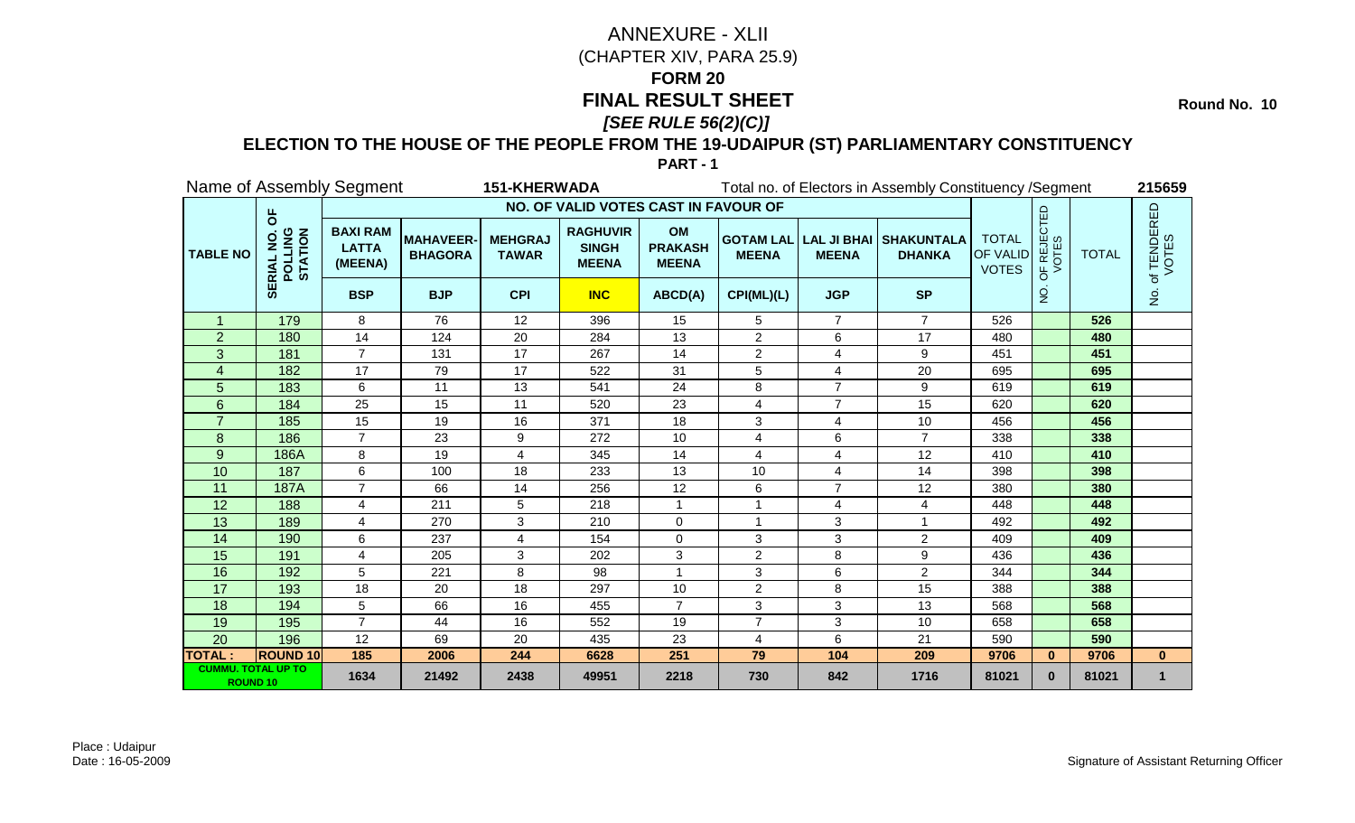# ANNEXURE - XLII

(CHAPTER XIV, PARA 25.9)

## FORM 20

## FINAL RESULT SHEET

*[SEE RULE 56(2)(C)]*

**Round No. 10**

### ELECTION TO THE HOUSE OF THE PEOPLE FROM THE 19-UDAIPUR (ST) PARLIAMENTARY CONSTITUENCY

**PART - 1**

Name of Assembly Segment **151-KHERWADA** Total no. of Electors in Assembly Constituency /Segment **215659**

| TABLE NO | SERIAL NO. OF POLLING STATION | NO. OF VALID VOTES CAST IN FAVOUR OF | | | | | | | | TOTAL OF VALID VOTES | NO. OF REJECTED VOTES | TOTAL | No. of TENDERED VOTES |
|---|---|---|---|---|---|---|---|---|---|---|---|---|---|
| | | BAXI RAM LATTA (MEENA) | MAHAVEER-BHAGORA | MEHGRAJ TAWAR | RAGHUVIR SINGH MEENA | OM PRAKASH MEENA | GOTAM LAL MEENA | LAL JI BHAI MEENA | SHAKUNTALA DHANKA | | | | |
| | | BSP | BJP | CPI | INC | ABCD(A) | CPI(ML)(L) | JGP | SP | | | | |
| 1 | 179 | 8 | 76 | 12 | 396 | 15 | 5 | 7 | 7 | 526 | | 526 | |
| 2 | 180 | 14 | 124 | 20 | 284 | 13 | 2 | 6 | 17 | 480 | | 480 | |
| 3 | 181 | 7 | 131 | 17 | 267 | 14 | 2 | 4 | 9 | 451 | | 451 | |
| 4 | 182 | 17 | 79 | 17 | 522 | 31 | 5 | 4 | 20 | 695 | | 695 | |
| 5 | 183 | 6 | 11 | 13 | 541 | 24 | 8 | 7 | 9 | 619 | | 619 | |
| 6 | 184 | 25 | 15 | 11 | 520 | 23 | 4 | 7 | 15 | 620 | | 620 | |
| 7 | 185 | 15 | 19 | 16 | 371 | 18 | 3 | 4 | 10 | 456 | | 456 | |
| 8 | 186 | 7 | 23 | 9 | 272 | 10 | 4 | 6 | 7 | 338 | | 338 | |
| 9 | 186A | 8 | 19 | 4 | 345 | 14 | 4 | 4 | 12 | 410 | | 410 | |
| 10 | 187 | 6 | 100 | 18 | 233 | 13 | 10 | 4 | 14 | 398 | | 398 | |
| 11 | 187A | 7 | 66 | 14 | 256 | 12 | 6 | 7 | 12 | 380 | | 380 | |
| 12 | 188 | 4 | 211 | 5 | 218 | 1 | 1 | 4 | 4 | 448 | | 448 | |
| 13 | 189 | 4 | 270 | 3 | 210 | 0 | 1 | 3 | 1 | 492 | | 492 | |
| 14 | 190 | 6 | 237 | 4 | 154 | 0 | 3 | 3 | 2 | 409 | | 409 | |
| 15 | 191 | 4 | 205 | 3 | 202 | 3 | 2 | 8 | 9 | 436 | | 436 | |
| 16 | 192 | 5 | 221 | 8 | 98 | 1 | 3 | 6 | 2 | 344 | | 344 | |
| 17 | 193 | 18 | 20 | 18 | 297 | 10 | 2 | 8 | 15 | 388 | | 388 | |
| 18 | 194 | 5 | 66 | 16 | 455 | 7 | 3 | 3 | 13 | 568 | | 568 | |
| 19 | 195 | 7 | 44 | 16 | 552 | 19 | 7 | 3 | 10 | 658 | | 658 | |
| 20 | 196 | 12 | 69 | 20 | 435 | 23 | 4 | 6 | 21 | 590 | | 590 | |
| **TOTAL :** | **ROUND 10** | **185** | **2006** | **244** | **6628** | **251** | **79** | **104** | **209** | **9706** | **0** | **9706** | **0** |
| **CUMMU. TOTAL UP TO ROUND 10** | | **1634** | **21492** | **2438** | **49951** | **2218** | **730** | **842** | **1716** | **81021** | **0** | **81021** | **1** |

Place : Udaipur
Date : 16-05-2009

Signature of Assistant Returning Officer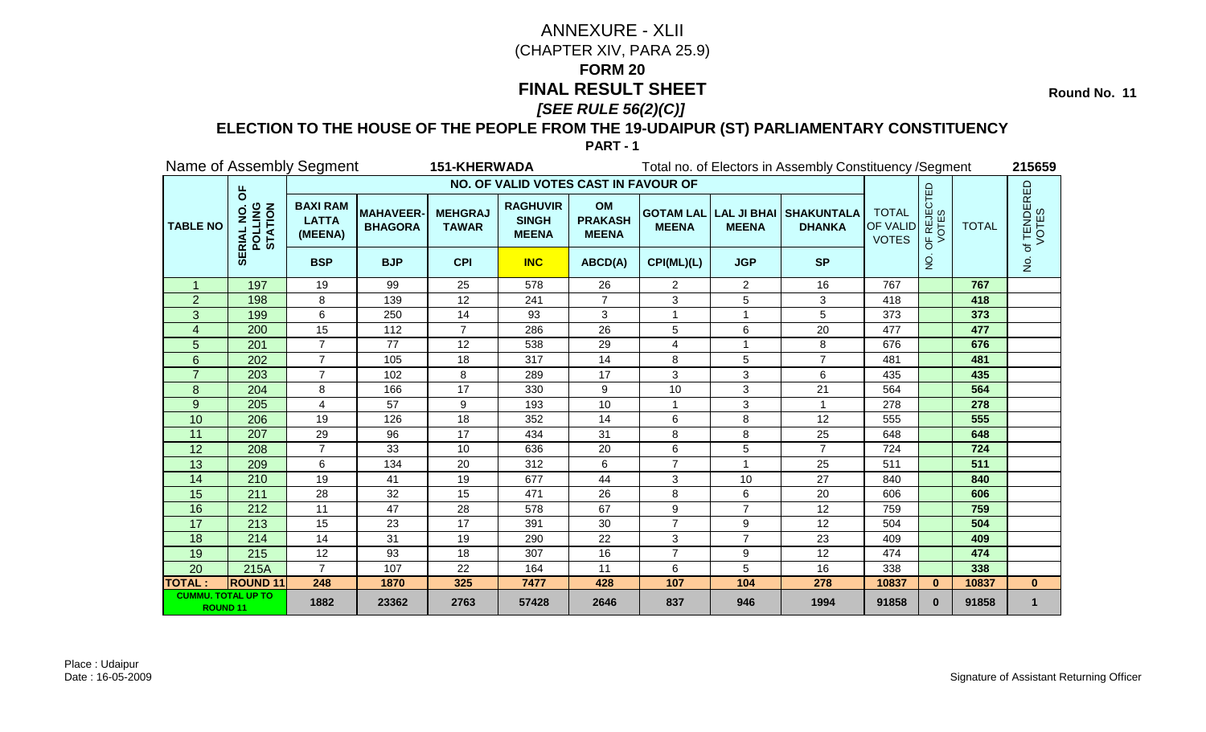# ANNEXURE - XLII

(CHAPTER XIV, PARA 25.9)

## FORM 20

## FINAL RESULT SHEET

***[SEE RULE 56(2)(C)]***

**Round No. 11**

### ELECTION TO THE HOUSE OF THE PEOPLE FROM THE 19-UDAIPUR (ST) PARLIAMENTARY CONSTITUENCY

**PART - 1**

Name of Assembly Segment **151-KHERWADA** Total no. of Electors in Assembly Constituency /Segment **215659**

| TABLE NO | SERIAL NO. OF POLLING STATION | NO. OF VALID VOTES CAST IN FAVOUR OF | | | | | | | | TOTAL OF VALID VOTES | NO. OF REJECTED VOTES | TOTAL | No. of TENDERED VOTES |
|---|---|---|---|---|---|---|---|---|---|---|---|---|---|
| | | BAXI RAM LATTA (MEENA) | MAHAVEER-BHAGORA | MEHGRAJ TAWAR | RAGHUVIR SINGH MEENA | OM PRAKASH MEENA | GOTAM LAL MEENA | LAL JI BHAI MEENA | SHAKUNTALA DHANKA | | | | |
| | | BSP | BJP | CPI | INC | ABCD(A) | CPI(ML)(L) | JGP | SP | | | | |
| 1 | 197 | 19 | 99 | 25 | 578 | 26 | 2 | 2 | 16 | 767 | | 767 | |
| 2 | 198 | 8 | 139 | 12 | 241 | 7 | 3 | 5 | 3 | 418 | | 418 | |
| 3 | 199 | 6 | 250 | 14 | 93 | 3 | 1 | 1 | 5 | 373 | | 373 | |
| 4 | 200 | 15 | 112 | 7 | 286 | 26 | 5 | 6 | 20 | 477 | | 477 | |
| 5 | 201 | 7 | 77 | 12 | 538 | 29 | 4 | 1 | 8 | 676 | | 676 | |
| 6 | 202 | 7 | 105 | 18 | 317 | 14 | 8 | 5 | 7 | 481 | | 481 | |
| 7 | 203 | 7 | 102 | 8 | 289 | 17 | 3 | 3 | 6 | 435 | | 435 | |
| 8 | 204 | 8 | 166 | 17 | 330 | 9 | 10 | 3 | 21 | 564 | | 564 | |
| 9 | 205 | 4 | 57 | 9 | 193 | 10 | 1 | 3 | 1 | 278 | | 278 | |
| 10 | 206 | 19 | 126 | 18 | 352 | 14 | 6 | 8 | 12 | 555 | | 555 | |
| 11 | 207 | 29 | 96 | 17 | 434 | 31 | 8 | 8 | 25 | 648 | | 648 | |
| 12 | 208 | 7 | 33 | 10 | 636 | 20 | 6 | 5 | 7 | 724 | | 724 | |
| 13 | 209 | 6 | 134 | 20 | 312 | 6 | 7 | 1 | 25 | 511 | | 511 | |
| 14 | 210 | 19 | 41 | 19 | 677 | 44 | 3 | 10 | 27 | 840 | | 840 | |
| 15 | 211 | 28 | 32 | 15 | 471 | 26 | 8 | 6 | 20 | 606 | | 606 | |
| 16 | 212 | 11 | 47 | 28 | 578 | 67 | 9 | 7 | 12 | 759 | | 759 | |
| 17 | 213 | 15 | 23 | 17 | 391 | 30 | 7 | 9 | 12 | 504 | | 504 | |
| 18 | 214 | 14 | 31 | 19 | 290 | 22 | 3 | 7 | 23 | 409 | | 409 | |
| 19 | 215 | 12 | 93 | 18 | 307 | 16 | 7 | 9 | 12 | 474 | | 474 | |
| 20 | 215A | 7 | 107 | 22 | 164 | 11 | 6 | 5 | 16 | 338 | | 338 | |
| **TOTAL :** | **ROUND 11** | **248** | **1870** | **325** | **7477** | **428** | **107** | **104** | **278** | **10837** | **0** | **10837** | **0** |
| **CUMMU. TOTAL UP TO ROUND 11** | | **1882** | **23362** | **2763** | **57428** | **2646** | **837** | **946** | **1994** | **91858** | **0** | **91858** | **1** |

Place : Udaipur
Date : 16-05-2009

Signature of Assistant Returning Officer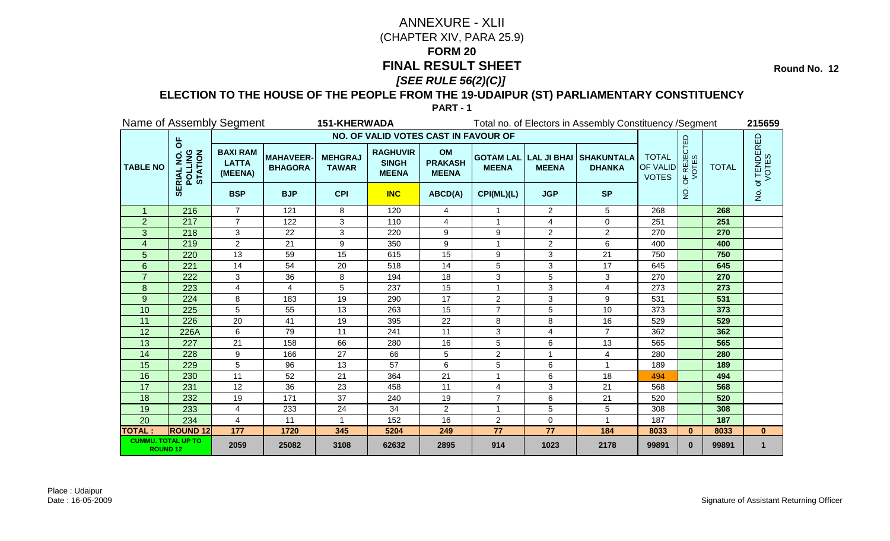# ANNEXURE - XLII

(CHAPTER XIV, PARA 25.9)

## FORM 20

## FINAL RESULT SHEET

***[SEE RULE 56(2)(C)]***

**Round No. 12**

### ELECTION TO THE HOUSE OF THE PEOPLE FROM THE 19-UDAIPUR (ST) PARLIAMENTARY CONSTITUENCY

**PART - 1**

Name of Assembly Segment **151-KHERWADA** Total no. of Electors in Assembly Constituency /Segment **215659**

| TABLE NO | SERIAL NO. OF POLLING STATION | NO. OF VALID VOTES CAST IN FAVOUR OF | | | | | | | | TOTAL OF VALID VOTES | NO. OF REJECTED VOTES | TOTAL | No. of TENDERED VOTES |
|---|---|---|---|---|---|---|---|---|---|---|---|---|---|
| | | BAXI RAM LATTA (MEENA) | MAHAVEER-BHAGORA | MEHGRAJ TAWAR | RAGHUVIR SINGH MEENA | OM PRAKASH MEENA | GOTAM LAL MEENA | LAL JI BHAI MEENA | SHAKUNTALA DHANKA | | | | |
| | | BSP | BJP | CPI | INC | ABCD(A) | CPI(ML)(L) | JGP | SP | | | | |
| 1 | 216 | 7 | 121 | 8 | 120 | 4 | 1 | 2 | 5 | 268 | | 268 | |
| 2 | 217 | 7 | 122 | 3 | 110 | 4 | 1 | 4 | 0 | 251 | | 251 | |
| 3 | 218 | 3 | 22 | 3 | 220 | 9 | 9 | 2 | 2 | 270 | | 270 | |
| 4 | 219 | 2 | 21 | 9 | 350 | 9 | 1 | 2 | 6 | 400 | | 400 | |
| 5 | 220 | 13 | 59 | 15 | 615 | 15 | 9 | 3 | 21 | 750 | | 750 | |
| 6 | 221 | 14 | 54 | 20 | 518 | 14 | 5 | 3 | 17 | 645 | | 645 | |
| 7 | 222 | 3 | 36 | 8 | 194 | 18 | 3 | 5 | 3 | 270 | | 270 | |
| 8 | 223 | 4 | 4 | 5 | 237 | 15 | 1 | 3 | 4 | 273 | | 273 | |
| 9 | 224 | 8 | 183 | 19 | 290 | 17 | 2 | 3 | 9 | 531 | | 531 | |
| 10 | 225 | 5 | 55 | 13 | 263 | 15 | 7 | 5 | 10 | 373 | | 373 | |
| 11 | 226 | 20 | 41 | 19 | 395 | 22 | 8 | 8 | 16 | 529 | | 529 | |
| 12 | 226A | 6 | 79 | 11 | 241 | 11 | 3 | 4 | 7 | 362 | | 362 | |
| 13 | 227 | 21 | 158 | 66 | 280 | 16 | 5 | 6 | 13 | 565 | | 565 | |
| 14 | 228 | 9 | 166 | 27 | 66 | 5 | 2 | 1 | 4 | 280 | | 280 | |
| 15 | 229 | 5 | 96 | 13 | 57 | 6 | 5 | 6 | 1 | 189 | | 189 | |
| 16 | 230 | 11 | 52 | 21 | 364 | 21 | 1 | 6 | 18 | 494 | | 494 | |
| 17 | 231 | 12 | 36 | 23 | 458 | 11 | 4 | 3 | 21 | 568 | | 568 | |
| 18 | 232 | 19 | 171 | 37 | 240 | 19 | 7 | 6 | 21 | 520 | | 520 | |
| 19 | 233 | 4 | 233 | 24 | 34 | 2 | 1 | 5 | 5 | 308 | | 308 | |
| 20 | 234 | 4 | 11 | 1 | 152 | 16 | 2 | 0 | 1 | 187 | | 187 | |
| **TOTAL :** | **ROUND 12** | **177** | **1720** | **345** | **5204** | **249** | **77** | **77** | **184** | **8033** | **0** | **8033** | **0** |
| **CUMMU. TOTAL UP TO ROUND 12** | | **2059** | **25082** | **3108** | **62632** | **2895** | **914** | **1023** | **2178** | **99891** | **0** | **99891** | **1** |

Place : Udaipur

Date : 16-05-2009

Signature of Assistant Returning Officer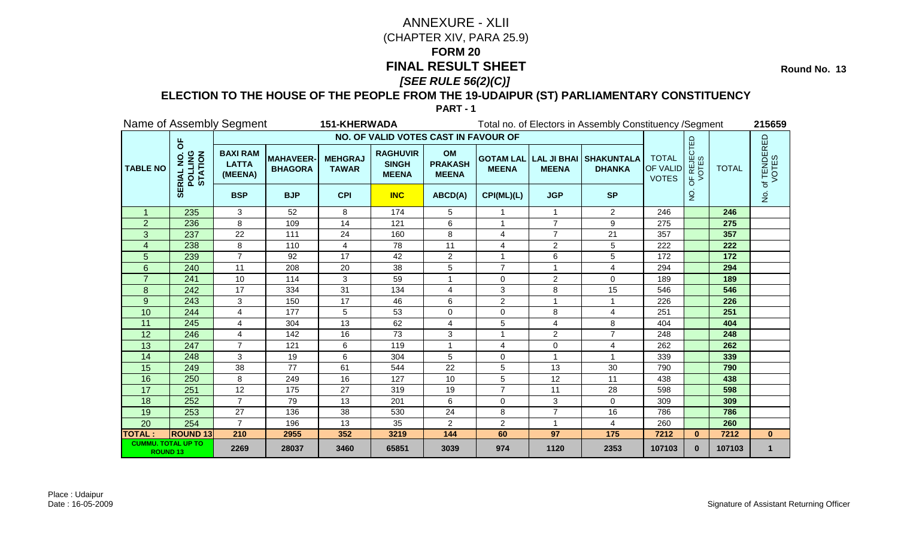# ANNEXURE - XLII

(CHAPTER XIV, PARA 25.9)

## FORM 20

## FINAL RESULT SHEET

***[SEE RULE 56(2)(C)]***

**Round No. 13**

### ELECTION TO THE HOUSE OF THE PEOPLE FROM THE 19-UDAIPUR (ST) PARLIAMENTARY CONSTITUENCY

**PART - 1**

Name of Assembly Segment **151-KHERWADA** Total no. of Electors in Assembly Constituency /Segment **215659**

| TABLE NO | SERIAL NO. OF POLLING STATION | NO. OF VALID VOTES CAST IN FAVOUR OF | | | | | | | | TOTAL OF VALID VOTES | NO. OF REJECTED VOTES | TOTAL | No. of TENDERED VOTES |
|---|---|---|---|---|---|---|---|---|---|---|---|---|---|
| | | BAXI RAM LATTA (MEENA) | MAHAVEER-BHAGORA | MEHGRAJ TAWAR | RAGHUVIR SINGH MEENA | OM PRAKASH MEENA | GOTAM LAL MEENA | LAL JI BHAI MEENA | SHAKUNTALA DHANKA | | | | |
| | | BSP | BJP | CPI | INC | ABCD(A) | CPI(ML)(L) | JGP | SP | | | | |
| 1 | 235 | 3 | 52 | 8 | 174 | 5 | 1 | 1 | 2 | 246 | | 246 | |
| 2 | 236 | 8 | 109 | 14 | 121 | 6 | 1 | 7 | 9 | 275 | | 275 | |
| 3 | 237 | 22 | 111 | 24 | 160 | 8 | 4 | 7 | 21 | 357 | | 357 | |
| 4 | 238 | 8 | 110 | 4 | 78 | 11 | 4 | 2 | 5 | 222 | | 222 | |
| 5 | 239 | 7 | 92 | 17 | 42 | 2 | 1 | 6 | 5 | 172 | | 172 | |
| 6 | 240 | 11 | 208 | 20 | 38 | 5 | 7 | 1 | 4 | 294 | | 294 | |
| 7 | 241 | 10 | 114 | 3 | 59 | 1 | 0 | 2 | 0 | 189 | | 189 | |
| 8 | 242 | 17 | 334 | 31 | 134 | 4 | 3 | 8 | 15 | 546 | | 546 | |
| 9 | 243 | 3 | 150 | 17 | 46 | 6 | 2 | 1 | 1 | 226 | | 226 | |
| 10 | 244 | 4 | 177 | 5 | 53 | 0 | 0 | 8 | 4 | 251 | | 251 | |
| 11 | 245 | 4 | 304 | 13 | 62 | 4 | 5 | 4 | 8 | 404 | | 404 | |
| 12 | 246 | 4 | 142 | 16 | 73 | 3 | 1 | 2 | 7 | 248 | | 248 | |
| 13 | 247 | 7 | 121 | 6 | 119 | 1 | 4 | 0 | 4 | 262 | | 262 | |
| 14 | 248 | 3 | 19 | 6 | 304 | 5 | 0 | 1 | 1 | 339 | | 339 | |
| 15 | 249 | 38 | 77 | 61 | 544 | 22 | 5 | 13 | 30 | 790 | | 790 | |
| 16 | 250 | 8 | 249 | 16 | 127 | 10 | 5 | 12 | 11 | 438 | | 438 | |
| 17 | 251 | 12 | 175 | 27 | 319 | 19 | 7 | 11 | 28 | 598 | | 598 | |
| 18 | 252 | 7 | 79 | 13 | 201 | 6 | 0 | 3 | 0 | 309 | | 309 | |
| 19 | 253 | 27 | 136 | 38 | 530 | 24 | 8 | 7 | 16 | 786 | | 786 | |
| 20 | 254 | 7 | 196 | 13 | 35 | 2 | 2 | 1 | 4 | 260 | | 260 | |
| **TOTAL :** | **ROUND 13** | **210** | **2955** | **352** | **3219** | **144** | **60** | **97** | **175** | **7212** | **0** | **7212** | **0** |
| **CUMMU. TOTAL UP TO ROUND 13** | | **2269** | **28037** | **3460** | **65851** | **3039** | **974** | **1120** | **2353** | **107103** | **0** | **107103** | **1** |

Place : Udaipur
Date : 16-05-2009

Signature of Assistant Returning Officer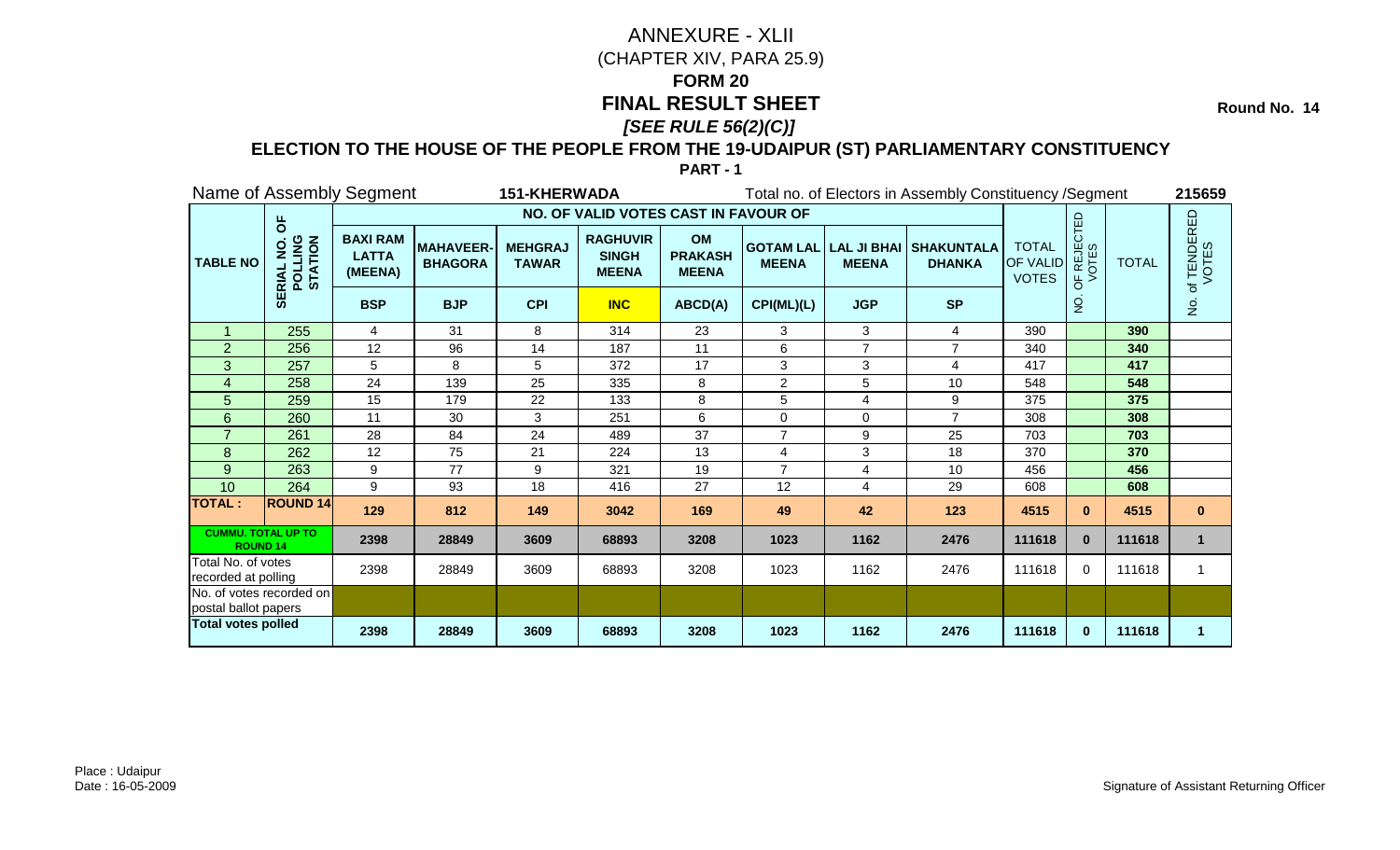# ANNEXURE - XLII

(CHAPTER XIV, PARA 25.9)

## FORM 20

## FINAL RESULT SHEET

***[SEE RULE 56(2)(C)]***

**Round No. 14**

### ELECTION TO THE HOUSE OF THE PEOPLE FROM THE 19-UDAIPUR (ST) PARLIAMENTARY CONSTITUENCY

**PART - 1**

Name of Assembly Segment **151-KHERWADA** Total no. of Electors in Assembly Constituency /Segment **215659**

| TABLE NO | SERIAL NO. OF POLLING STATION | NO. OF VALID VOTES CAST IN FAVOUR OF | | | | | | | | TOTAL OF VALID VOTES | NO. OF REJECTED VOTES | TOTAL | No. of TENDERED VOTES |
|---|---|---|---|---|---|---|---|---|---|---|---|---|---|
| | | BAXI RAM LATTA (MEENA) | MAHAVEER-BHAGORA | MEHGRAJ TAWAR | RAGHUVIR SINGH MEENA | OM PRAKASH MEENA | GOTAM LAL MEENA | LAL JI BHAI MEENA | SHAKUNTALA DHANKA | | | | |
| | | BSP | BJP | CPI | INC | ABCD(A) | CPI(ML)(L) | JGP | SP | | | | |
| 1 | 255 | 4 | 31 | 8 | 314 | 23 | 3 | 3 | 4 | 390 | | 390 | |
| 2 | 256 | 12 | 96 | 14 | 187 | 11 | 6 | 7 | 7 | 340 | | 340 | |
| 3 | 257 | 5 | 8 | 5 | 372 | 17 | 3 | 3 | 4 | 417 | | 417 | |
| 4 | 258 | 24 | 139 | 25 | 335 | 8 | 2 | 5 | 10 | 548 | | 548 | |
| 5 | 259 | 15 | 179 | 22 | 133 | 8 | 5 | 4 | 9 | 375 | | 375 | |
| 6 | 260 | 11 | 30 | 3 | 251 | 6 | 0 | 0 | 7 | 308 | | 308 | |
| 7 | 261 | 28 | 84 | 24 | 489 | 37 | 7 | 9 | 25 | 703 | | 703 | |
| 8 | 262 | 12 | 75 | 21 | 224 | 13 | 4 | 3 | 18 | 370 | | 370 | |
| 9 | 263 | 9 | 77 | 9 | 321 | 19 | 7 | 4 | 10 | 456 | | 456 | |
| 10 | 264 | 9 | 93 | 18 | 416 | 27 | 12 | 4 | 29 | 608 | | 608 | |
| **TOTAL :** | **ROUND 14** | **129** | **812** | **149** | **3042** | **169** | **49** | **42** | **123** | **4515** | **0** | **4515** | **0** |
| **CUMMU. TOTAL UP TO ROUND 14** | | **2398** | **28849** | **3609** | **68893** | **3208** | **1023** | **1162** | **2476** | **111618** | **0** | **111618** | **1** |
| Total No. of votes recorded at polling | | 2398 | 28849 | 3609 | 68893 | 3208 | 1023 | 1162 | 2476 | 111618 | 0 | 111618 | 1 |
| No. of votes recorded on postal ballot papers | | | | | | | | | | | | | |
| **Total votes polled** | | **2398** | **28849** | **3609** | **68893** | **3208** | **1023** | **1162** | **2476** | **111618** | **0** | **111618** | **1** |

Place : Udaipur
Date : 16-05-2009

Signature of Assistant Returning Officer